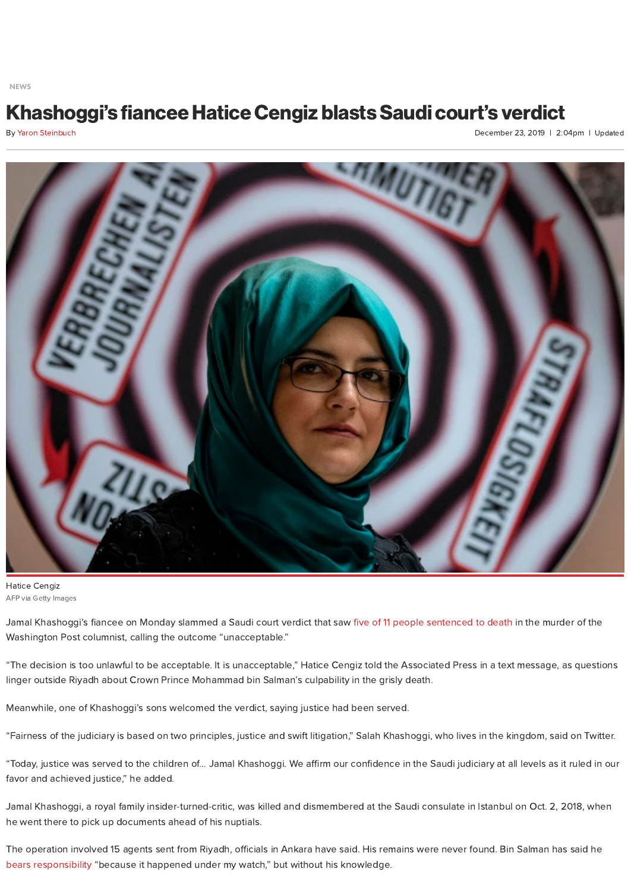NEWS

# Khashoggi's fiancee Hatice Cengiz blasts Saudi court's verdict

By Yaron Steinbuch

December 23, 2019 | 2:04pm | Updated

Hatice Cengiz
AFP via Getty Images

Jamal Khashoggi's fiancee on Monday slammed a Saudi court verdict that saw five of 11 people sentenced to death in the murder of the Washington Post columnist, calling the outcome "unacceptable."

"The decision is too unlawful to be acceptable. It is unacceptable," Hatice Cengiz told the Associated Press in a text message, as questions linger outside Riyadh about Crown Prince Mohammad bin Salman's culpability in the grisly death.

Meanwhile, one of Khashoggi's sons welcomed the verdict, saying justice had been served.

"Fairness of the judiciary is based on two principles, justice and swift litigation," Salah Khashoggi, who lives in the kingdom, said on Twitter.

"Today, justice was served to the children of… Jamal Khashoggi. We affirm our confidence in the Saudi judiciary at all levels as it ruled in our favor and achieved justice," he added.

Jamal Khashoggi, a royal family insider-turned-critic, was killed and dismembered at the Saudi consulate in Istanbul on Oct. 2, 2018, when he went there to pick up documents ahead of his nuptials.

The operation involved 15 agents sent from Riyadh, officials in Ankara have said. His remains were never found. Bin Salman has said he bears responsibility "because it happened under my watch," but without his knowledge.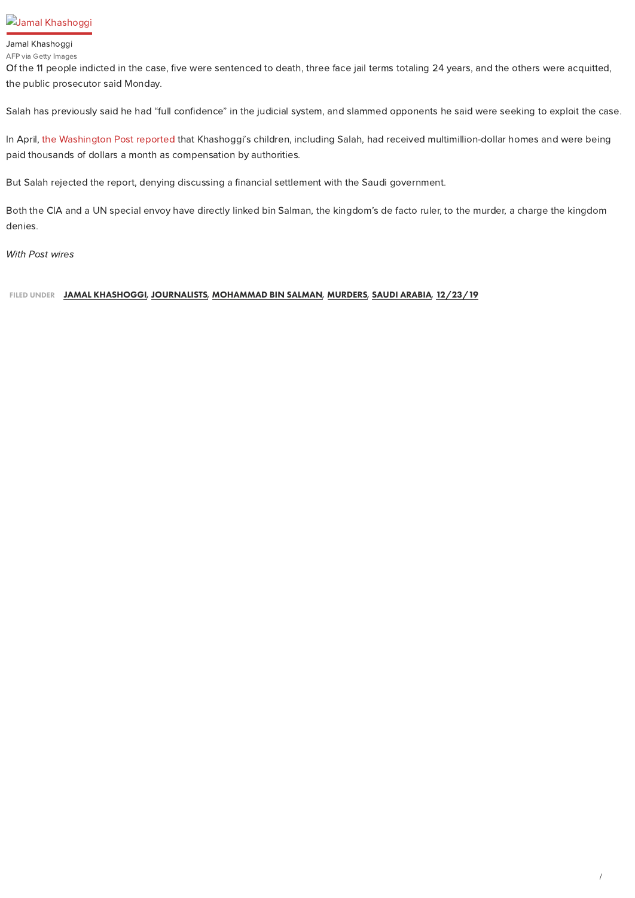Jamal Khashoggi

Jamal Khashoggi
AFP via Getty Images

Of the 11 people indicted in the case, five were sentenced to death, three face jail terms totaling 24 years, and the others were acquitted, the public prosecutor said Monday.

Salah has previously said he had "full confidence" in the judicial system, and slammed opponents he said were seeking to exploit the case.

In April, the Washington Post reported that Khashoggi's children, including Salah, had received multimillion-dollar homes and were being paid thousands of dollars a month as compensation by authorities.

But Salah rejected the report, denying discussing a financial settlement with the Saudi government.

Both the CIA and a UN special envoy have directly linked bin Salman, the kingdom's de facto ruler, to the murder, a charge the kingdom denies.

*With Post wires*

FILED UNDER **JAMAL KHASHOGGI**, **JOURNALISTS**, **MOHAMMAD BIN SALMAN**, **MURDERS**, **SAUDI ARABIA**, **12/23/19**